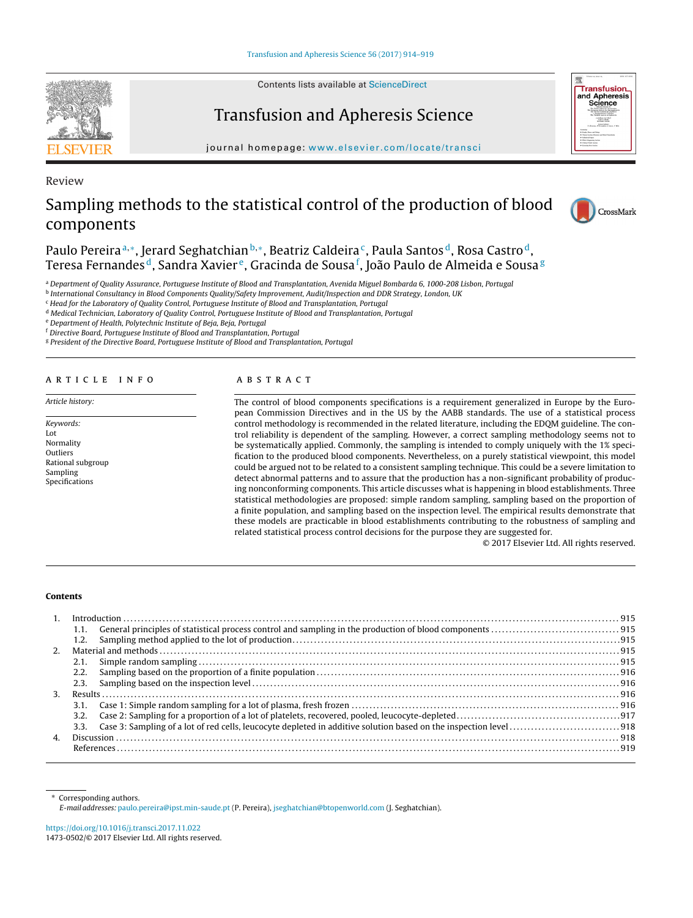Review

# Sampling methods to the statistical control of the production of blood components

Paulo Pereira[a,*], Jerard Seghatchian[b,*], Beatriz Caldeira[c], Paula Santos[d], Rosa Castro[d], Teresa Fernandes[d], Sandra Xavier[e], Gracinda de Sousa[f], João Paulo de Almeida e Sousa[g]

[a] Department of Quality Assurance, Portuguese Institute of Blood and Transplantation, Avenida Miguel Bombarda 6, 1000-208 Lisbon, Portugal
[b] International Consultancy in Blood Components Quality/Safety Improvement, Audit/Inspection and DDR Strategy, London, UK
[c] Head for the Laboratory of Quality Control, Portuguese Institute of Blood and Transplantation, Portugal
[d] Medical Technician, Laboratory of Quality Control, Portuguese Institute of Blood and Transplantation, Portugal
[e] Department of Health, Polytechnic Institute of Beja, Beja, Portugal
[f] Directive Board, Portuguese Institute of Blood and Transplantation, Portugal
[g] President of the Directive Board, Portuguese Institute of Blood and Transplantation, Portugal

## ARTICLE INFO

*Article history:*

*Keywords:*
Lot
Normality
Outliers
Rational subgroup
Sampling
Specifications

## ABSTRACT

The control of blood components specifications is a requirement generalized in Europe by the European Commission Directives and in the US by the AABB standards. The use of a statistical process control methodology is recommended in the related literature, including the EDQM guideline. The control reliability is dependent of the sampling. However, a correct sampling methodology seems not to be systematically applied. Commonly, the sampling is intended to comply uniquely with the 1% specification to the produced blood components. Nevertheless, on a purely statistical viewpoint, this model could be argued not to be related to a consistent sampling technique. This could be a severe limitation to detect abnormal patterns and to assure that the production has a non-significant probability of producing nonconforming components. This article discusses what is happening in blood establishments. Three statistical methodologies are proposed: simple random sampling, sampling based on the proportion of a finite population, and sampling based on the inspection level. The empirical results demonstrate that these models are practicable in blood establishments contributing to the robustness of sampling and related statistical process control decisions for the purpose they are suggested for.

© 2017 Elsevier Ltd. All rights reserved.

## Contents

1. Introduction ... 915
   1.1. General principles of statistical process control and sampling in the production of blood components ... 915
   1.2. Sampling method applied to the lot of production ... 915
2. Material and methods ... 915
   2.1. Simple random sampling ... 915
   2.2. Sampling based on the proportion of a finite population ... 916
   2.3. Sampling based on the inspection level ... 916
3. Results ... 916
   3.1. Case 1: Simple random sampling for a lot of plasma, fresh frozen ... 916
   3.2. Case 2: Sampling for a proportion of a lot of platelets, recovered, pooled, leucocyte-depleted ... 917
   3.3. Case 3: Sampling of a lot of red cells, leucocyte depleted in additive solution based on the inspection level ... 918
4. Discussion ... 918
   References ... 919

\* Corresponding authors.
*E-mail addresses:* paulo.pereira@ipst.min-saude.pt (P. Pereira), jseghatchian@btopenworld.com (J. Seghatchian).

https://doi.org/10.1016/j.transci.2017.11.022
1473-0502/© 2017 Elsevier Ltd. All rights reserved.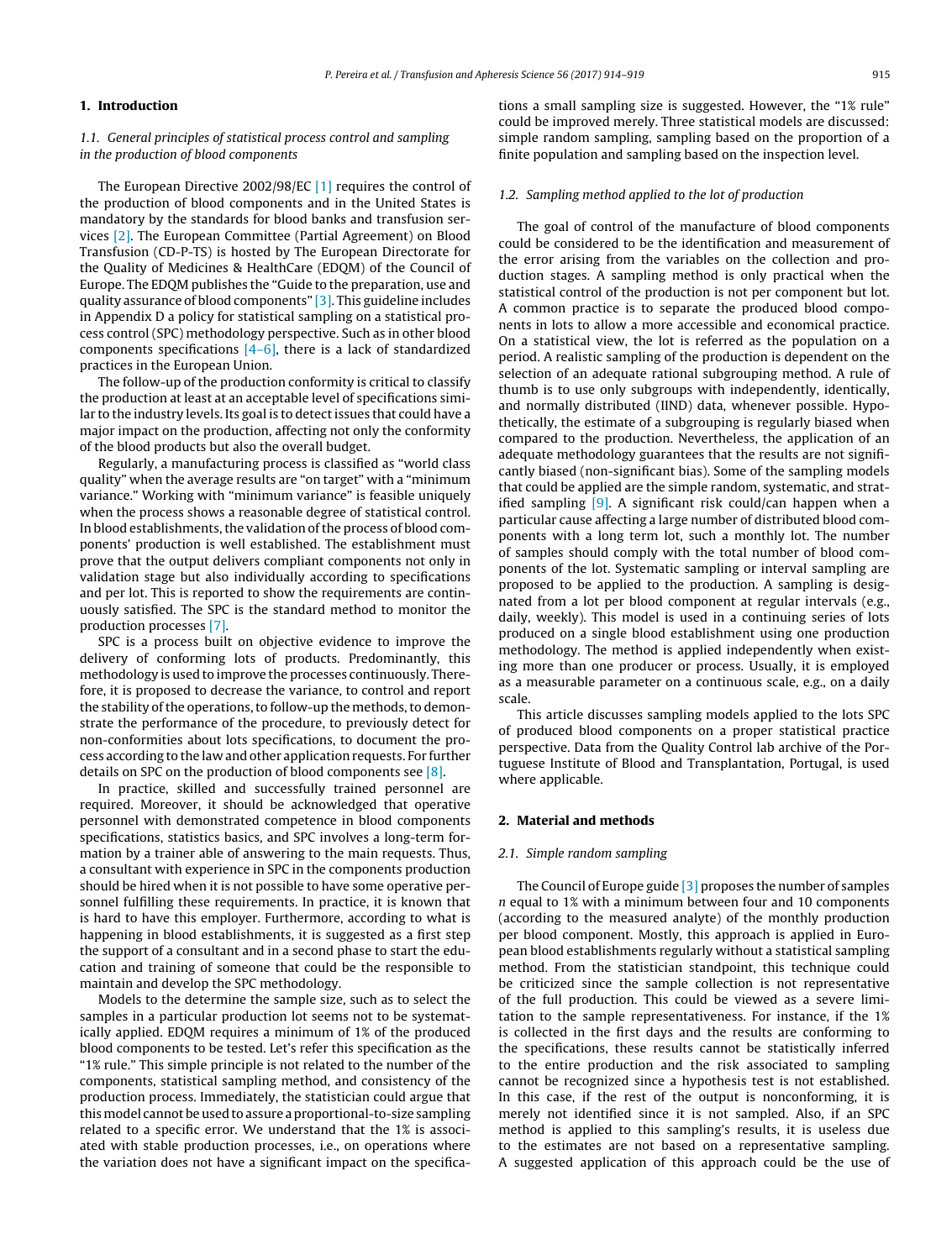## 1. Introduction

### 1.1. General principles of statistical process control and sampling in the production of blood components

The European Directive 2002/98/EC [1] requires the control of the production of blood components and in the United States is mandatory by the standards for blood banks and transfusion services [2]. The European Committee (Partial Agreement) on Blood Transfusion (CD-P-TS) is hosted by The European Directorate for the Quality of Medicines & HealthCare (EDQM) of the Council of Europe. The EDQM publishes the "Guide to the preparation, use and quality assurance of blood components" [3]. This guideline includes in Appendix D a policy for statistical sampling on a statistical process control (SPC) methodology perspective. Such as in other blood components specifications [4–6], there is a lack of standardized practices in the European Union.

The follow-up of the production conformity is critical to classify the production at least at an acceptable level of specifications similar to the industry levels. Its goal is to detect issues that could have a major impact on the production, affecting not only the conformity of the blood products but also the overall budget.

Regularly, a manufacturing process is classified as "world class quality" when the average results are "on target" with a "minimum variance." Working with "minimum variance" is feasible uniquely when the process shows a reasonable degree of statistical control. In blood establishments, the validation of the process of blood components' production is well established. The establishment must prove that the output delivers compliant components not only in validation stage but also individually according to specifications and per lot. This is reported to show the requirements are continuously satisfied. The SPC is the standard method to monitor the production processes [7].

SPC is a process built on objective evidence to improve the delivery of conforming lots of products. Predominantly, this methodology is used to improve the processes continuously. Therefore, it is proposed to decrease the variance, to control and report the stability of the operations, to follow-up the methods, to demonstrate the performance of the procedure, to previously detect for non-conformities about lots specifications, to document the process according to the law and other application requests. For further details on SPC on the production of blood components see [8].

In practice, skilled and successfully trained personnel are required. Moreover, it should be acknowledged that operative personnel with demonstrated competence in blood components specifications, statistics basics, and SPC involves a long-term formation by a trainer able of answering to the main requests. Thus, a consultant with experience in SPC in the components production should be hired when it is not possible to have some operative personnel fulfilling these requirements. In practice, it is known that is hard to have this employer. Furthermore, according to what is happening in blood establishments, it is suggested as a first step the support of a consultant and in a second phase to start the education and training of someone that could be the responsible to maintain and develop the SPC methodology.

Models to the determine the sample size, such as to select the samples in a particular production lot seems not to be systematically applied. EDQM requires a minimum of 1% of the produced blood components to be tested. Let's refer this specification as the "1% rule." This simple principle is not related to the number of the components, statistical sampling method, and consistency of the production process. Immediately, the statistician could argue that this model cannot be used to assure a proportional-to-size sampling related to a specific error. We understand that the 1% is associated with stable production processes, i.e., on operations where the variation does not have a significant impact on the specifications a small sampling size is suggested. However, the "1% rule" could be improved merely. Three statistical models are discussed: simple random sampling, sampling based on the proportion of a finite population and sampling based on the inspection level.

### 1.2. Sampling method applied to the lot of production

The goal of control of the manufacture of blood components could be considered to be the identification and measurement of the error arising from the variables on the collection and production stages. A sampling method is only practical when the statistical control of the production is not per component but lot. A common practice is to separate the produced blood components in lots to allow a more accessible and economical practice. On a statistical view, the lot is referred as the population on a period. A realistic sampling of the production is dependent on the selection of an adequate rational subgrouping method. A rule of thumb is to use only subgroups with independently, identically, and normally distributed (IIND) data, whenever possible. Hypothetically, the estimate of a subgrouping is regularly biased when compared to the production. Nevertheless, the application of an adequate methodology guarantees that the results are not significantly biased (non-significant bias). Some of the sampling models that could be applied are the simple random, systematic, and stratified sampling [9]. A significant risk could/can happen when a particular cause affecting a large number of distributed blood components with a long term lot, such a monthly lot. The number of samples should comply with the total number of blood components of the lot. Systematic sampling or interval sampling are proposed to be applied to the production. A sampling is designated from a lot per blood component at regular intervals (e.g., daily, weekly). This model is used in a continuing series of lots produced on a single blood establishment using one production methodology. The method is applied independently when existing more than one producer or process. Usually, it is employed as a measurable parameter on a continuous scale, e.g., on a daily scale.

This article discusses sampling models applied to the lots SPC of produced blood components on a proper statistical practice perspective. Data from the Quality Control lab archive of the Portuguese Institute of Blood and Transplantation, Portugal, is used where applicable.

## 2. Material and methods

### 2.1. Simple random sampling

The Council of Europe guide [3] proposes the number of samples $n$ equal to 1% with a minimum between four and 10 components (according to the measured analyte) of the monthly production per blood component. Mostly, this approach is applied in European blood establishments regularly without a statistical sampling method. From the statistician standpoint, this technique could be criticized since the sample collection is not representative of the full production. This could be viewed as a severe limitation to the sample representativeness. For instance, if the 1% is collected in the first days and the results are conforming to the specifications, these results cannot be statistically inferred to the entire production and the risk associated to sampling cannot be recognized since a hypothesis test is not established. In this case, if the rest of the output is nonconforming, it is merely not identified since it is not sampled. Also, if an SPC method is applied to this sampling's results, it is useless due to the estimates are not based on a representative sampling. A suggested application of this approach could be the use of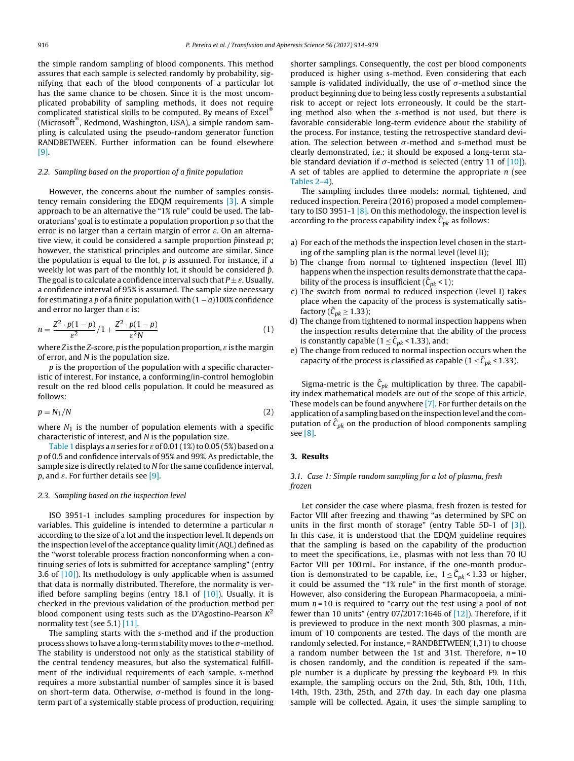the simple random sampling of blood components. This method assures that each sample is selected randomly by probability, signifying that each of the blood components of a particular lot has the same chance to be chosen. Since it is the most uncomplicated probability of sampling methods, it does not require complicated statistical skills to be computed. By means of Excel® (Microsoft®, Redmond, Washington, USA), a simple random sampling is calculated using the pseudo-random generator function RANDBETWEEN. Further information can be found elsewhere [9].

### 2.2. Sampling based on the proportion of a finite population

However, the concerns about the number of samples consistency remain considering the EDQM requirements [3]. A simple approach to be an alternative the "1% rule" could be used. The laboratorians' goal is to estimate a population proportion $p$ so that the error is no larger than a certain margin of error $\varepsilon$. On an alternative view, it could be considered a sample proportion $\hat{p}$instead $p$; however, the statistical principles and outcome are similar. Since the population is equal to the lot, $p$ is assumed. For instance, if a weekly lot was part of the monthly lot, it should be considered $\hat{p}$. The goal is to calculate a confidence interval such that $P \pm \varepsilon$. Usually, a confidence interval of 95% is assumed. The sample size necessary for estimating a $p$ of a finite population with $(1-a)100\%$ confidence and error no larger than $\varepsilon$ is:

$$n = \frac{Z^2 \cdot p(1-p)}{\varepsilon^2} / 1 + \frac{Z^2 \cdot p(1-p)}{\varepsilon^2 N} \tag{1}$$

where $Z$ is the $Z$-score, $p$ is the population proportion, $\varepsilon$ is the margin of error, and $N$ is the population size.

$p$ is the proportion of the population with a specific characteristic of interest. For instance, a conforming/in-control hemoglobin result on the red blood cells population. It could be measured as follows:

$$p = N_1/N \tag{2}$$

where $N_1$ is the number of population elements with a specific characteristic of interest, and $N$ is the population size.

Table 1 displays a $n$ series for $\varepsilon$ of 0.01 (1%) to 0.05 (5%) based on a $p$ of 0.5 and confidence intervals of 95% and 99%. As predictable, the sample size is directly related to $N$ for the same confidence interval, $p$, and $\varepsilon$. For further details see [9].

### 2.3. Sampling based on the inspection level

ISO 3951-1 includes sampling procedures for inspection by variables. This guideline is intended to determine a particular $n$ according to the size of a lot and the inspection level. It depends on the inspection level of the acceptance quality limit (AQL) defined as the "worst tolerable process fraction nonconforming when a continuing series of lots is submitted for acceptance sampling" (entry 3.6 of [10]). Its methodology is only applicable when is assumed that data is normally distributed. Therefore, the normality is verified before sampling begins (entry 18.1 of [10]). Usually, it is checked in the previous validation of the production method per blood component using tests such as the D'Agostino-Pearson $K^2$ normality test (see 5.1) [11].

The sampling starts with the $s$-method and if the production process shows to have a long-term stability moves to the $\sigma$-method. The stability is understood not only as the statistical stability of the central tendency measures, but also the systematical fulfillment of the individual requirements of each sample. $s$-method requires a more substantial number of samples since it is based on short-term data. Otherwise, $\sigma$-method is found in the long-term part of a systemically stable process of production, requiring shorter samplings. Consequently, the cost per blood components produced is higher using $s$-method. Even considering that each sample is validated individually, the use of $\sigma$-method since the product beginning due to being less costly represents a substantial risk to accept or reject lots erroneously. It could be the starting method also when the $s$-method is not used, but there is favorable considerable long-term evidence about the stability of the process. For instance, testing the retrospective standard deviation. The selection between $\sigma$-method and $s$-method must be clearly demonstrated, i.e.; it should be exposed a long-term stable standard deviation if $\sigma$-method is selected (entry 11 of [10]). A set of tables are applied to determine the appropriate $n$ (see Tables 2–4).

The sampling includes three models: normal, tightened, and reduced inspection. Pereira (2016) proposed a model complementary to ISO 3951-1 [8]. On this methodology, the inspection level is according to the process capability index $\hat{C}_{pk}$ as follows:

a) For each of the methods the inspection level chosen in the starting of the sampling plan is the normal level (level II);
b) The change from normal to tightened inspection (level III) happens when the inspection results demonstrate that the capability of the process is insufficient ($\hat{C}_{pk} < 1$);
c) The switch from normal to reduced inspection (level I) takes place when the capacity of the process is systematically satisfactory ($\hat{C}_{pk} \geq 1.33$);
d) The change from tightened to normal inspection happens when the inspection results determine that the ability of the process is constantly capable ($1 \leq \hat{C}_{pk} < 1.33$), and;
e) The change from reduced to normal inspection occurs when the capacity of the process is classified as capable ($1 \leq \hat{C}_{pk} < 1.33$).

Sigma-metric is the $\hat{C}_{pk}$ multiplication by three. The capability index mathematical models are out of the scope of this article. These models can be found anywhere [7]. For further details on the application of a sampling based on the inspection level and the computation of $\hat{C}_{pk}$ on the production of blood components sampling see [8].

## 3. Results

### 3.1. Case 1: Simple random sampling for a lot of plasma, fresh frozen

Let consider the case where plasma, fresh frozen is tested for Factor VIII after freezing and thawing "as determined by SPC on units in the first month of storage" (entry Table 5D-1 of [3]). In this case, it is understood that the EDQM guideline requires that the sampling is based on the capability of the production to meet the specifications, i.e., plasmas with not less than 70 IU Factor VIII per 100 mL. For instance, if the one-month production is demonstrated to be capable, i.e., $1 \leq \hat{C}_{pk} < 1.33$ or higher, it could be assumed the "1% rule" in the first month of storage. However, also considering the European Pharmacopoeia, a minimum $n = 10$ is required to "carry out the test using a pool of not fewer than 10 units" (entry 07/2017:1646 of [12]). Therefore, if it is previewed to produce in the next month 300 plasmas, a minimum of 10 components are tested. The days of the month are randomly selected. For instance, = RANDBETWEEN(1,31) to choose a random number between the 1st and 31st. Therefore, $n = 10$ is chosen randomly, and the condition is repeated if the sample number is a duplicate by pressing the keyboard F9. In this example, the sampling occurs on the 2nd, 5th, 8th, 10th, 11th, 14th, 19th, 23th, 25th, and 27th day. In each day one plasma sample will be collected. Again, it uses the simple sampling to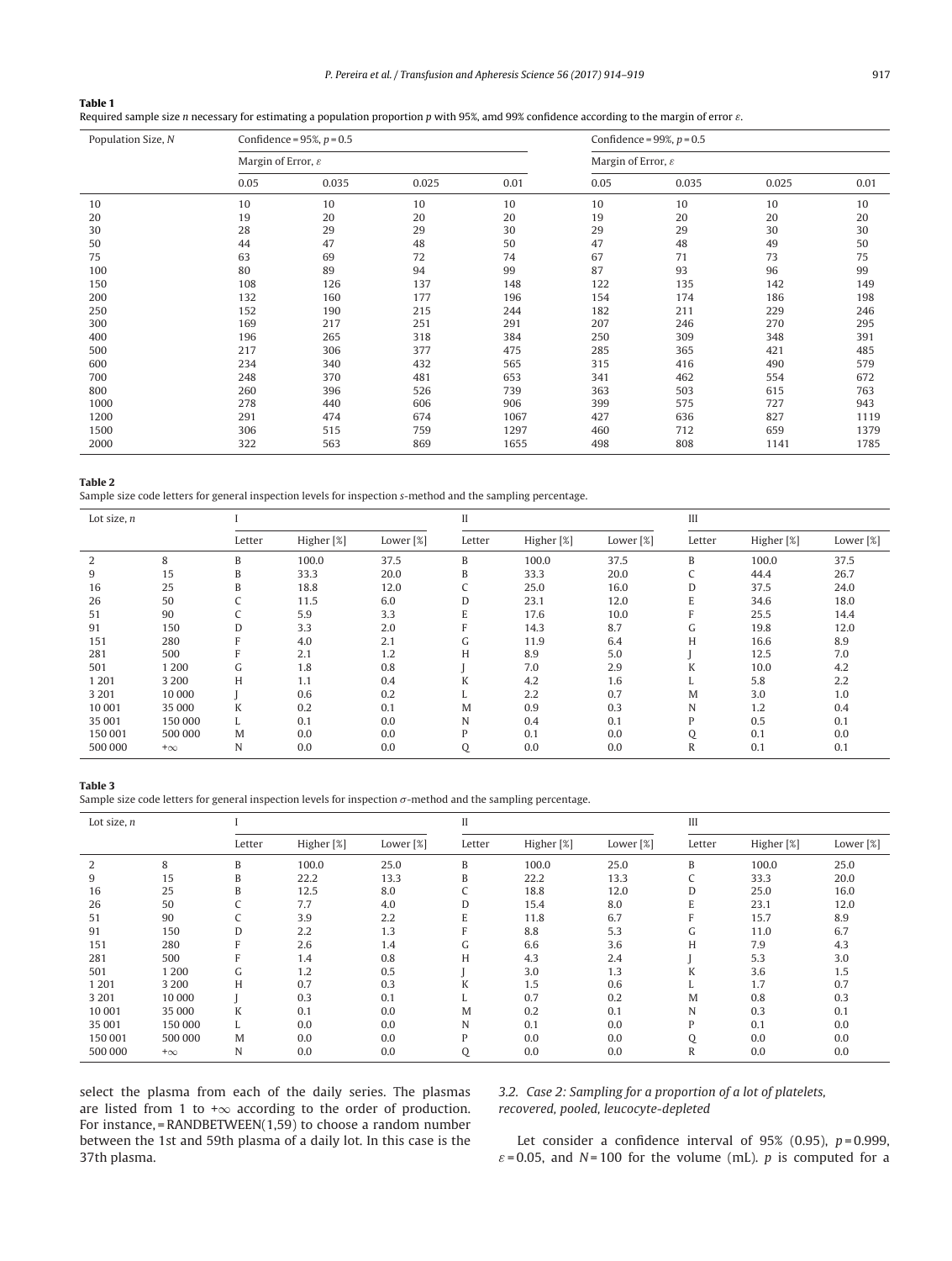**Table 1**
Required sample size $n$ necessary for estimating a population proportion $p$ with 95%, amd 99% confidence according to the margin of error $\varepsilon$.

| Population Size, $N$ | Confidence = 95%, $p$ = 0.5 | | | | Confidence = 99%, $p$ = 0.5 | | | |
|---|---|---|---|---|---|---|---|---|
| | Margin of Error, $\varepsilon$ | | | | Margin of Error, $\varepsilon$ | | | |
| | 0.05 | 0.035 | 0.025 | 0.01 | 0.05 | 0.035 | 0.025 | 0.01 |
| 10 | 10 | 10 | 10 | 10 | 10 | 10 | 10 | 10 |
| 20 | 19 | 20 | 20 | 20 | 19 | 20 | 20 | 20 |
| 30 | 28 | 29 | 29 | 30 | 29 | 29 | 30 | 30 |
| 50 | 44 | 47 | 48 | 50 | 47 | 48 | 49 | 50 |
| 75 | 63 | 69 | 72 | 74 | 67 | 71 | 73 | 75 |
| 100 | 80 | 89 | 94 | 99 | 87 | 93 | 96 | 99 |
| 150 | 108 | 126 | 137 | 148 | 122 | 135 | 142 | 149 |
| 200 | 132 | 160 | 177 | 196 | 154 | 174 | 186 | 198 |
| 250 | 152 | 190 | 215 | 244 | 182 | 211 | 229 | 246 |
| 300 | 169 | 217 | 251 | 291 | 207 | 246 | 270 | 295 |
| 400 | 196 | 265 | 318 | 384 | 250 | 309 | 348 | 391 |
| 500 | 217 | 306 | 377 | 475 | 285 | 365 | 421 | 485 |
| 600 | 234 | 340 | 432 | 565 | 315 | 416 | 490 | 579 |
| 700 | 248 | 370 | 481 | 653 | 341 | 462 | 554 | 672 |
| 800 | 260 | 396 | 526 | 739 | 363 | 503 | 615 | 763 |
| 1000 | 278 | 440 | 606 | 906 | 399 | 575 | 727 | 943 |
| 1200 | 291 | 474 | 674 | 1067 | 427 | 636 | 827 | 1119 |
| 1500 | 306 | 515 | 759 | 1297 | 460 | 712 | 659 | 1379 |
| 2000 | 322 | 563 | 869 | 1655 | 498 | 808 | 1141 | 1785 |

**Table 2**
Sample size code letters for general inspection levels for inspection $s$-method and the sampling percentage.

| Lot size, $n$ | | I | | | II | | | III | | |
|---|---|---|---|---|---|---|---|---|---|---|
| | | Letter | Higher [%] | Lower [%] | Letter | Higher [%] | Lower [%] | Letter | Higher [%] | Lower [%] |
| 2 | 8 | B | 100.0 | 37.5 | B | 100.0 | 37.5 | B | 100.0 | 37.5 |
| 9 | 15 | B | 33.3 | 20.0 | B | 33.3 | 20.0 | C | 44.4 | 26.7 |
| 16 | 25 | B | 18.8 | 12.0 | C | 25.0 | 16.0 | D | 37.5 | 24.0 |
| 26 | 50 | C | 11.5 | 6.0 | D | 23.1 | 12.0 | E | 34.6 | 18.0 |
| 51 | 90 | C | 5.9 | 3.3 | E | 17.6 | 10.0 | F | 25.5 | 14.4 |
| 91 | 150 | D | 3.3 | 2.0 | F | 14.3 | 8.7 | G | 19.8 | 12.0 |
| 151 | 280 | F | 4.0 | 2.1 | G | 11.9 | 6.4 | H | 16.6 | 8.9 |
| 281 | 500 | F | 2.1 | 1.2 | H | 8.9 | 5.0 | J | 12.5 | 7.0 |
| 501 | 1 200 | G | 1.8 | 0.8 | J | 7.0 | 2.9 | K | 10.0 | 4.2 |
| 1 201 | 3 200 | H | 1.1 | 0.4 | K | 4.2 | 1.6 | L | 5.8 | 2.2 |
| 3 201 | 10 000 | J | 0.6 | 0.2 | L | 2.2 | 0.7 | M | 3.0 | 1.0 |
| 10 001 | 35 000 | K | 0.2 | 0.1 | M | 0.9 | 0.3 | N | 1.2 | 0.4 |
| 35 001 | 150 000 | L | 0.1 | 0.0 | N | 0.4 | 0.1 | P | 0.5 | 0.1 |
| 150 001 | 500 000 | M | 0.0 | 0.0 | P | 0.1 | 0.0 | Q | 0.1 | 0.0 |
| 500 000 | $+\infty$ | N | 0.0 | 0.0 | Q | 0.0 | 0.0 | R | 0.1 | 0.1 |

**Table 3**
Sample size code letters for general inspection levels for inspection $\sigma$-method and the sampling percentage.

| Lot size, $n$ | | I | | | II | | | III | | |
|---|---|---|---|---|---|---|---|---|---|---|
| | | Letter | Higher [%] | Lower [%] | Letter | Higher [%] | Lower [%] | Letter | Higher [%] | Lower [%] |
| 2 | 8 | B | 100.0 | 25.0 | B | 100.0 | 25.0 | B | 100.0 | 25.0 |
| 9 | 15 | B | 22.2 | 13.3 | B | 22.2 | 13.3 | C | 33.3 | 20.0 |
| 16 | 25 | B | 12.5 | 8.0 | C | 18.8 | 12.0 | D | 25.0 | 16.0 |
| 26 | 50 | C | 7.7 | 4.0 | D | 15.4 | 8.0 | E | 23.1 | 12.0 |
| 51 | 90 | C | 3.9 | 2.2 | E | 11.8 | 6.7 | F | 15.7 | 8.9 |
| 91 | 150 | D | 2.2 | 1.3 | F | 8.8 | 5.3 | G | 11.0 | 6.7 |
| 151 | 280 | F | 2.6 | 1.4 | G | 6.6 | 3.6 | H | 7.9 | 4.3 |
| 281 | 500 | F | 1.4 | 0.8 | H | 4.3 | 2.4 | J | 5.3 | 3.0 |
| 501 | 1 200 | G | 1.2 | 0.5 | J | 3.0 | 1.3 | K | 3.6 | 1.5 |
| 1 201 | 3 200 | H | 0.7 | 0.3 | K | 1.5 | 0.6 | L | 1.7 | 0.7 |
| 3 201 | 10 000 | J | 0.3 | 0.1 | L | 0.7 | 0.2 | M | 0.8 | 0.3 |
| 10 001 | 35 000 | K | 0.1 | 0.0 | M | 0.2 | 0.1 | N | 0.3 | 0.1 |
| 35 001 | 150 000 | L | 0.0 | 0.0 | N | 0.1 | 0.0 | P | 0.1 | 0.0 |
| 150 001 | 500 000 | M | 0.0 | 0.0 | P | 0.0 | 0.0 | Q | 0.0 | 0.0 |
| 500 000 | $+\infty$ | N | 0.0 | 0.0 | Q | 0.0 | 0.0 | R | 0.0 | 0.0 |

select the plasma from each of the daily series. The plasmas are listed from 1 to $+\infty$ according to the order of production. For instance, = RANDBETWEEN(1,59) to choose a random number between the 1st and 59th plasma of a daily lot. In this case is the 37th plasma.

### 3.2. Case 2: Sampling for a proportion of a lot of platelets, recovered, pooled, leucocyte-depleted

Let consider a confidence interval of 95% (0.95), $p = 0.999$, $\varepsilon = 0.05$, and $N = 100$ for the volume (mL). $p$ is computed for a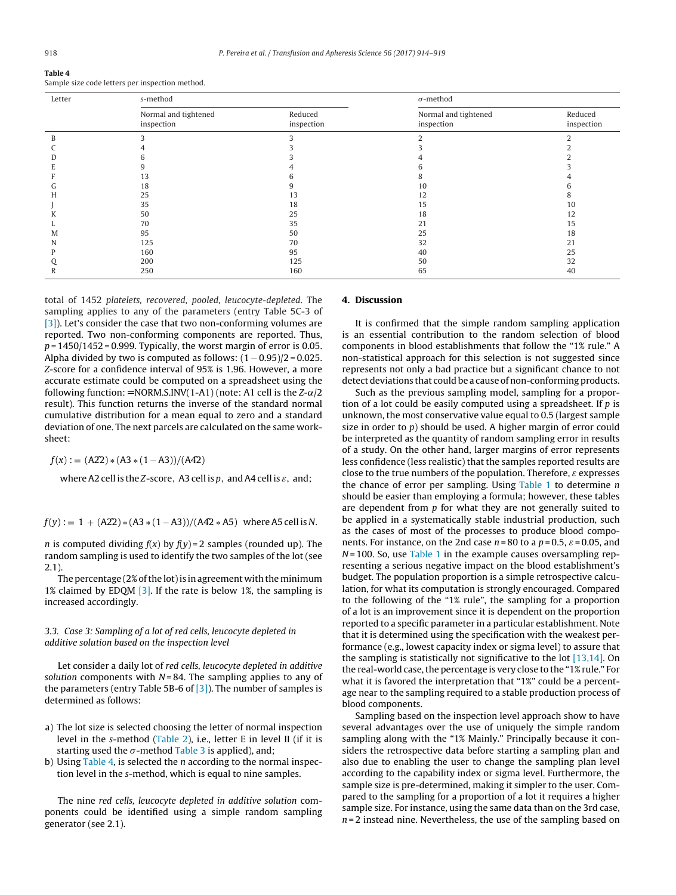**Table 4**
Sample size code letters per inspection method.

| Letter | *s*-method | | σ-method | |
|---|---|---|---|---|
| | Normal and tightened inspection | Reduced inspection | Normal and tightened inspection | Reduced inspection |
| B | 3 | 3 | 2 | 2 |
| C | 4 | 3 | 3 | 2 |
| D | 6 | 3 | 4 | 2 |
| E | 9 | 4 | 6 | 3 |
| F | 13 | 6 | 8 | 4 |
| G | 18 | 9 | 10 | 6 |
| H | 25 | 13 | 12 | 8 |
| J | 35 | 18 | 15 | 10 |
| K | 50 | 25 | 18 | 12 |
| L | 70 | 35 | 21 | 15 |
| M | 95 | 50 | 25 | 18 |
| N | 125 | 70 | 32 | 21 |
| P | 160 | 95 | 40 | 25 |
| Q | 200 | 125 | 50 | 32 |
| R | 250 | 160 | 65 | 40 |

total of 1452 *platelets, recovered, pooled, leucocyte-depleted*. The sampling applies to any of the parameters (entry Table 5C-3 of [3]). Let's consider the case that two non-conforming volumes are reported. Two non-conforming components are reported. Thus, $p = 1450/1452 = 0.999$. Typically, the worst margin of error is 0.05. Alpha divided by two is computed as follows: $(1 - 0.95)/2 = 0.025$. *Z*-score for a confidence interval of 95% is 1.96. However, a more accurate estimate could be computed on a spreadsheet using the following function: =NORM.S.INV(1-A1) (note: A1 cell is the $Z$-$\alpha/2$ result). This function returns the inverse of the standard normal cumulative distribution for a mean equal to zero and a standard deviation of one. The next parcels are calculated on the same worksheet:

$$f(x) := (A2^2) * (A3 * (1 - A3))/(A4^2)$$

where A2 cell is the *Z*-score, A3 cell is *p*, and A4 cell is $\varepsilon$, and;

$$f(y) := 1 + (A2^2) * (A3 * (1 - A3))/(A4^2 * A5) \quad \text{where A5 cell is } N.$$

*n* is computed dividing *f*(*x*) by *f*(*y*) = 2 samples (rounded up). The random sampling is used to identify the two samples of the lot (see 2.1).

The percentage (2% of the lot) is in agreement with the minimum 1% claimed by EDQM [3]. If the rate is below 1%, the sampling is increased accordingly.

### 3.3. Case 3: Sampling of a lot of red cells, leucocyte depleted in additive solution based on the inspection level

Let consider a daily lot of *red cells, leucocyte depleted in additive solution* components with $N = 84$. The sampling applies to any of the parameters (entry Table 5B-6 of [3]). The number of samples is determined as follows:

a) The lot size is selected choosing the letter of normal inspection level in the *s*-method (Table 2), i.e., letter E in level II (if it is starting used the σ-method Table 3 is applied), and;
b) Using Table 4, is selected the *n* according to the normal inspection level in the *s*-method, which is equal to nine samples.

The nine *red cells, leucocyte depleted in additive solution* components could be identified using a simple random sampling generator (see 2.1).

## 4. Discussion

It is confirmed that the simple random sampling application is an essential contribution to the random selection of blood components in blood establishments that follow the "1% rule." A non-statistical approach for this selection is not suggested since represents not only a bad practice but a significant chance to not detect deviations that could be a cause of non-conforming products.

Such as the previous sampling model, sampling for a proportion of a lot could be easily computed using a spreadsheet. If *p* is unknown, the most conservative value equal to 0.5 (largest sample size in order to *p*) should be used. A higher margin of error could be interpreted as the quantity of random sampling error in results of a study. On the other hand, larger margins of error represents less confidence (less realistic) that the samples reported results are close to the true numbers of the population. Therefore, $\varepsilon$ expresses the chance of error per sampling. Using Table 1 to determine *n* should be easier than employing a formula; however, these tables are dependent from *p* for what they are not generally suited to be applied in a systematically stable industrial production, such as the cases of most of the processes to produce blood components. For instance, on the 2nd case $n = 80$ to a $p = 0.5$, $\varepsilon = 0.05$, and $N = 100$. So, use Table 1 in the example causes oversampling representing a serious negative impact on the blood establishment's budget. The population proportion is a simple retrospective calculation, for what its computation is strongly encouraged. Compared to the following of the "1% rule", the sampling for a proportion of a lot is an improvement since it is dependent on the proportion reported to a specific parameter in a particular establishment. Note that it is determined using the specification with the weakest performance (e.g., lowest capacity index or sigma level) to assure that the sampling is statistically not significative to the lot [13,14]. On the real-world case, the percentage is very close to the "1% rule." For what it is favored the interpretation that "1%" could be a percentage near to the sampling required to a stable production process of blood components.

Sampling based on the inspection level approach show to have several advantages over the use of uniquely the simple random sampling along with the "1% Mainly." Principally because it considers the retrospective data before starting a sampling plan and also due to enabling the user to change the sampling plan level according to the capability index or sigma level. Furthermore, the sample size is pre-determined, making it simpler to the user. Compared to the sampling for a proportion of a lot it requires a higher sample size. For instance, using the same data than on the 3rd case, $n = 2$ instead nine. Nevertheless, the use of the sampling based on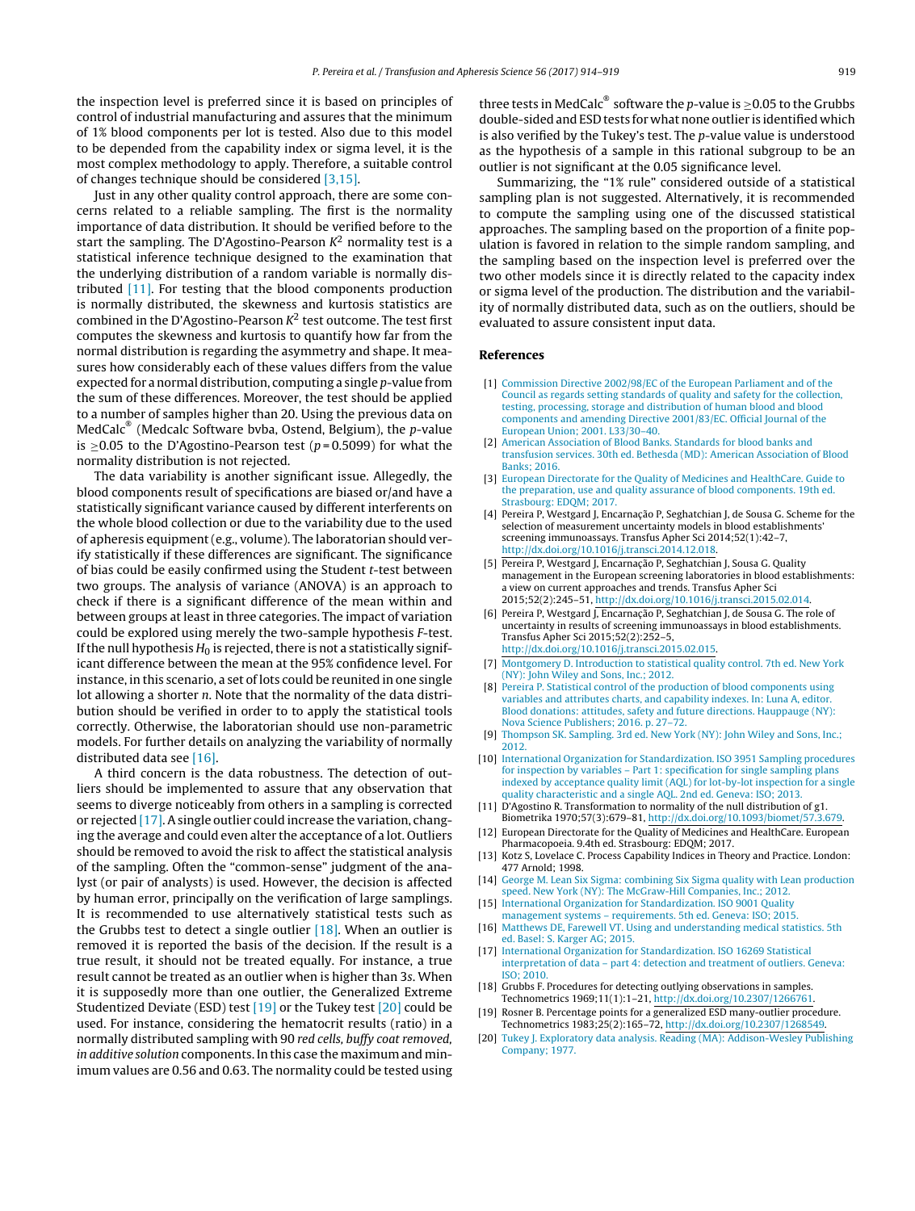the inspection level is preferred since it is based on principles of control of industrial manufacturing and assures that the minimum of 1% blood components per lot is tested. Also due to this model to be depended from the capability index or sigma level, it is the most complex methodology to apply. Therefore, a suitable control of changes technique should be considered [3,15].

Just in any other quality control approach, there are some concerns related to a reliable sampling. The first is the normality importance of data distribution. It should be verified before to the start the sampling. The D'Agostino-Pearson $K^2$ normality test is a statistical inference technique designed to the examination that the underlying distribution of a random variable is normally distributed [11]. For testing that the blood components production is normally distributed, the skewness and kurtosis statistics are combined in the D'Agostino-Pearson $K^2$ test outcome. The test first computes the skewness and kurtosis to quantify how far from the normal distribution is regarding the asymmetry and shape. It measures how considerably each of these values differs from the value expected for a normal distribution, computing a single *p*-value from the sum of these differences. Moreover, the test should be applied to a number of samples higher than 20. Using the previous data on MedCalc® (Medcalc Software bvba, Ostend, Belgium), the *p*-value is ≥0.05 to the D'Agostino-Pearson test ($p = 0.5099$) for what the normality distribution is not rejected.

The data variability is another significant issue. Allegedly, the blood components result of specifications are biased or/and have a statistically significant variance caused by different interferents on the whole blood collection or due to the variability due to the used of apheresis equipment (e.g., volume). The laboratorian should verify statistically if these differences are significant. The significance of bias could be easily confirmed using the Student *t*-test between two groups. The analysis of variance (ANOVA) is an approach to check if there is a significant difference of the mean within and between groups at least in three categories. The impact of variation could be explored using merely the two-sample hypothesis *F*-test. If the null hypothesis $H_0$ is rejected, there is not a statistically significant difference between the mean at the 95% confidence level. For instance, in this scenario, a set of lots could be reunited in one single lot allowing a shorter *n*. Note that the normality of the data distribution should be verified in order to to apply the statistical tools correctly. Otherwise, the laboratorian should use non-parametric models. For further details on analyzing the variability of normally distributed data see [16].

A third concern is the data robustness. The detection of outliers should be implemented to assure that any observation that seems to diverge noticeably from others in a sampling is corrected or rejected [17]. A single outlier could increase the variation, changing the average and could even alter the acceptance of a lot. Outliers should be removed to avoid the risk to affect the statistical analysis of the sampling. Often the "common-sense" judgment of the analyst (or pair of analysts) is used. However, the decision is affected by human error, principally on the verification of large samplings. It is recommended to use alternatively statistical tests such as the Grubbs test to detect a single outlier [18]. When an outlier is removed it is reported the basis of the decision. If the result is a true result, it should not be treated equally. For instance, a true result cannot be treated as an outlier when is higher than 3*s*. When it is supposedly more than one outlier, the Generalized Extreme Studentized Deviate (ESD) test [19] or the Tukey test [20] could be used. For instance, considering the hematocrit results (ratio) in a normally distributed sampling with 90 *red cells, buffy coat removed, in additive solution* components. In this case the maximum and minimum values are 0.56 and 0.63. The normality could be tested using three tests in MedCalc® software the *p*-value is ≥0.05 to the Grubbs double-sided and ESD tests for what none outlier is identified which is also verified by the Tukey's test. The *p*-value value is understood as the hypothesis of a sample in this rational subgroup to be an outlier is not significant at the 0.05 significance level.

Summarizing, the "1% rule" considered outside of a statistical sampling plan is not suggested. Alternatively, it is recommended to compute the sampling using one of the discussed statistical approaches. The sampling based on the proportion of a finite population is favored in relation to the simple random sampling, and the sampling based on the inspection level is preferred over the two other models since it is directly related to the capacity index or sigma level of the production. The distribution and the variability of normally distributed data, such as on the outliers, should be evaluated to assure consistent input data.

## References

[1] Commission Directive 2002/98/EC of the European Parliament and of the Council as regards setting standards of quality and safety for the collection, testing, processing, storage and distribution of human blood and blood components and amending Directive 2001/83/EC. Official Journal of the European Union; 2001. L33/30–40.

[2] American Association of Blood Banks. Standards for blood banks and transfusion services. 30th ed. Bethesda (MD): American Association of Blood Banks; 2016.

[3] European Directorate for the Quality of Medicines and HealthCare. Guide to the preparation, use and quality assurance of blood components. 19th ed. Strasbourg: EDQM; 2017.

[4] Pereira P, Westgard J, Encarnação P, Seghatchian J, de Sousa G. Scheme for the selection of measurement uncertainty models in blood establishments' screening immunoassays. Transfus Apher Sci 2014;52(1):42–7, http://dx.doi.org/10.1016/j.transci.2014.12.018.

[5] Pereira P, Westgard J, Encarnação P, Seghatchian J, Sousa G. Quality management in the European screening laboratories in blood establishments: a view on current approaches and trends. Transfus Apher Sci 2015;52(2):245–51, http://dx.doi.org/10.1016/j.transci.2015.02.014.

[6] Pereira P, Westgard J, Encarnação P, Seghatchian J, de Sousa G. The role of uncertainty in results of screening immunoassays in blood establishments. Transfus Apher Sci 2015;52(2):252–5, http://dx.doi.org/10.1016/j.transci.2015.02.015.

[7] Montgomery D. Introduction to statistical quality control. 7th ed. New York (NY): John Wiley and Sons, Inc.; 2012.

[8] Pereira P. Statistical control of the production of blood components using variables and attributes charts, and capability indexes. In: Luna A, editor. Blood donations: attitudes, safety and future directions. Hauppauge (NY): Nova Science Publishers; 2016. p. 27–72.

[9] Thompson SK. Sampling. 3rd ed. New York (NY): John Wiley and Sons, Inc.; 2012.

[10] International Organization for Standardization. ISO 3951 Sampling procedures for inspection by variables – Part 1: specification for single sampling plans indexed by acceptance quality limit (AQL) for lot-by-lot inspection for a single quality characteristic and a single AQL. 2nd ed. Geneva: ISO; 2013.

[11] D'Agostino R. Transformation to normality of the null distribution of g1. Biometrika 1970;57(3):679–81, http://dx.doi.org/10.1093/biomet/57.3.679.

[12] European Directorate for the Quality of Medicines and HealthCare. European Pharmacopoeia. 9.4th ed. Strasbourg: EDQM; 2017.

[13] Kotz S, Lovelace C. Process Capability Indices in Theory and Practice. London: 477 Arnold; 1998.

[14] George M. Lean Six Sigma: combining Six Sigma quality with Lean production speed. New York (NY): The McGraw-Hill Companies, Inc.; 2012.

[15] International Organization for Standardization. ISO 9001 Quality management systems – requirements. 5th ed. Geneva: ISO; 2015.

[16] Matthews DE, Farewell VT. Using and understanding medical statistics. 5th ed. Basel: S. Karger AG; 2015.

[17] International Organization for Standardization. ISO 16269 Statistical interpretation of data – part 4: detection and treatment of outliers. Geneva: ISO; 2010.

[18] Grubbs F. Procedures for detecting outlying observations in samples. Technometrics 1969;11(1):1–21, http://dx.doi.org/10.2307/1266761.

[19] Rosner B. Percentage points for a generalized ESD many-outlier procedure. Technometrics 1983;25(2):165–72, http://dx.doi.org/10.2307/1268549.

[20] Tukey J. Exploratory data analysis. Reading (MA): Addison-Wesley Publishing Company; 1977.